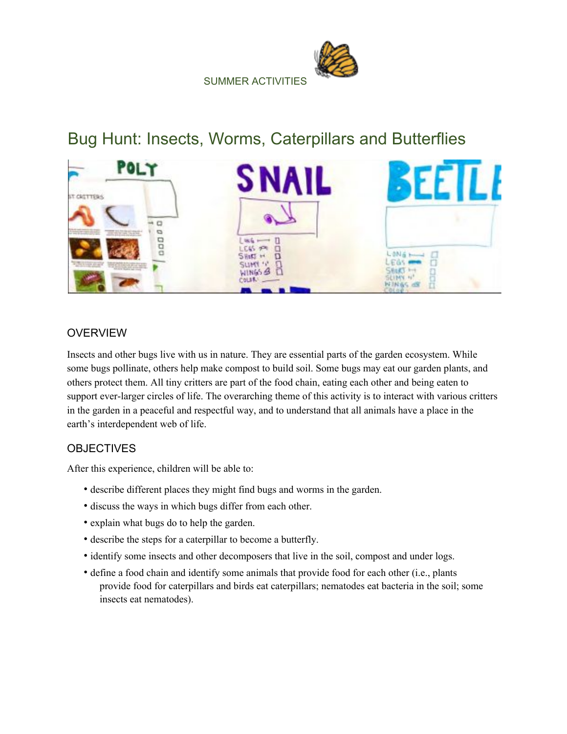SUMMER ACTIVITIES

# Bug Hunt: Insects, Worms, Caterpillars and Butterflies

## OVERVIEW

Insects and other bugs live with us in nature. They are essential parts of the garden ecosystem. While some bugs pollinate, others help make compost to build soil. Some bugs may eat our garden plants, and others protect them. All tiny critters are part of the food chain, eating each other and being eaten to support ever-larger circles of life. The overarching theme of this activity is to interact with various critters in the garden in a peaceful and respectful way, and to understand that all animals have a place in the earth's interdependent web of life.

## OBJECTIVES

After this experience, children will be able to:

- describe different places they might find bugs and worms in the garden.
- discuss the ways in which bugs differ from each other.
- explain what bugs do to help the garden.
- describe the steps for a caterpillar to become a butterfly.
- identify some insects and other decomposers that live in the soil, compost and under logs.
- define a food chain and identify some animals that provide food for each other (i.e., plants provide food for caterpillars and birds eat caterpillars; nematodes eat bacteria in the soil; some insects eat nematodes).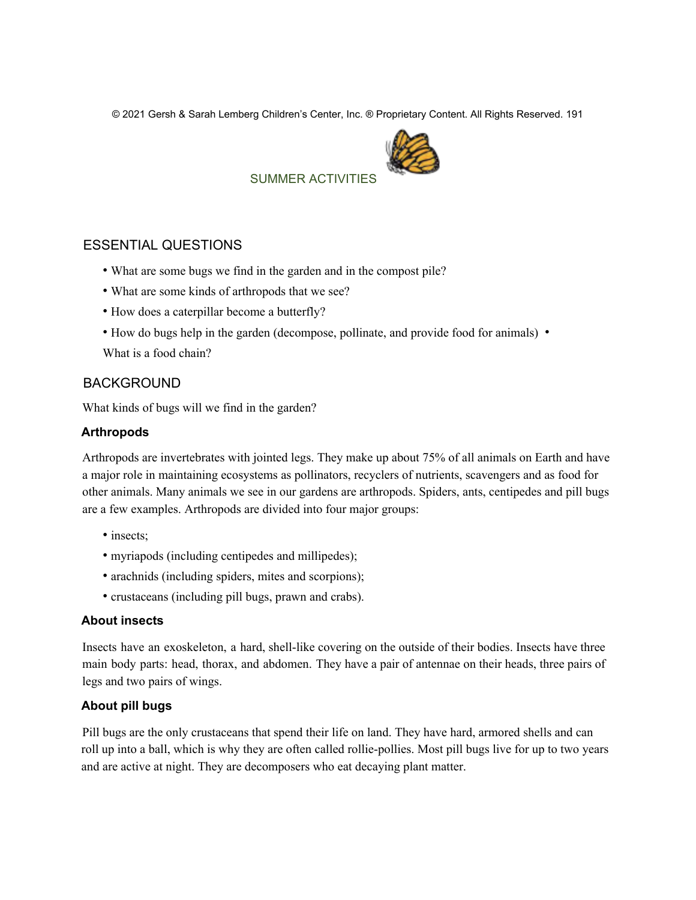SUMMER ACTIVITIES

## ESSENTIAL QUESTIONS

- What are some bugs we find in the garden and in the compost pile?
- What are some kinds of arthropods that we see?
- How does a caterpillar become a butterfly?
- How do bugs help in the garden (decompose, pollinate, and provide food for animals)
- What is a food chain?

## BACKGROUND

What kinds of bugs will we find in the garden?

### Arthropods

Arthropods are invertebrates with jointed legs. They make up about 75% of all animals on Earth and have a major role in maintaining ecosystems as pollinators, recyclers of nutrients, scavengers and as food for other animals. Many animals we see in our gardens are arthropods. Spiders, ants, centipedes and pill bugs are a few examples. Arthropods are divided into four major groups:

- insects;
- myriapods (including centipedes and millipedes);
- arachnids (including spiders, mites and scorpions);
- crustaceans (including pill bugs, prawn and crabs).

### About insects

Insects have an exoskeleton, a hard, shell-like covering on the outside of their bodies. Insects have three main body parts: head, thorax, and abdomen. They have a pair of antennae on their heads, three pairs of legs and two pairs of wings.

### About pill bugs

Pill bugs are the only crustaceans that spend their life on land. They have hard, armored shells and can roll up into a ball, which is why they are often called rollie-pollies. Most pill bugs live for up to two years and are active at night. They are decomposers who eat decaying plant matter.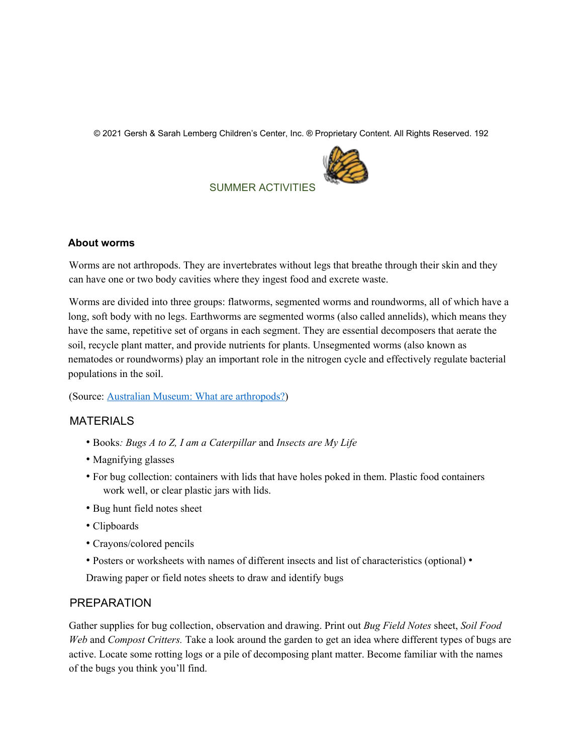SUMMER ACTIVITIES

### About worms

Worms are not arthropods. They are invertebrates without legs that breathe through their skin and they can have one or two body cavities where they ingest food and excrete waste.

Worms are divided into three groups: flatworms, segmented worms and roundworms, all of which have a long, soft body with no legs. Earthworms are segmented worms (also called annelids), which means they have the same, repetitive set of organs in each segment. They are essential decomposers that aerate the soil, recycle plant matter, and provide nutrients for plants. Unsegmented worms (also known as nematodes or roundworms) play an important role in the nitrogen cycle and effectively regulate bacterial populations in the soil.

(Source: Australian Museum: What are arthropods?)

## MATERIALS

- Books*: Bugs A to Z, I am a Caterpillar* and *Insects are My Life*
- Magnifying glasses
- For bug collection: containers with lids that have holes poked in them. Plastic food containers work well, or clear plastic jars with lids.
- Bug hunt field notes sheet
- Clipboards
- Crayons/colored pencils
- Posters or worksheets with names of different insects and list of characteristics (optional)
- Drawing paper or field notes sheets to draw and identify bugs

## PREPARATION

Gather supplies for bug collection, observation and drawing. Print out *Bug Field Notes* sheet, *Soil Food Web* and *Compost Critters.* Take a look around the garden to get an idea where different types of bugs are active. Locate some rotting logs or a pile of decomposing plant matter. Become familiar with the names of the bugs you think you'll find.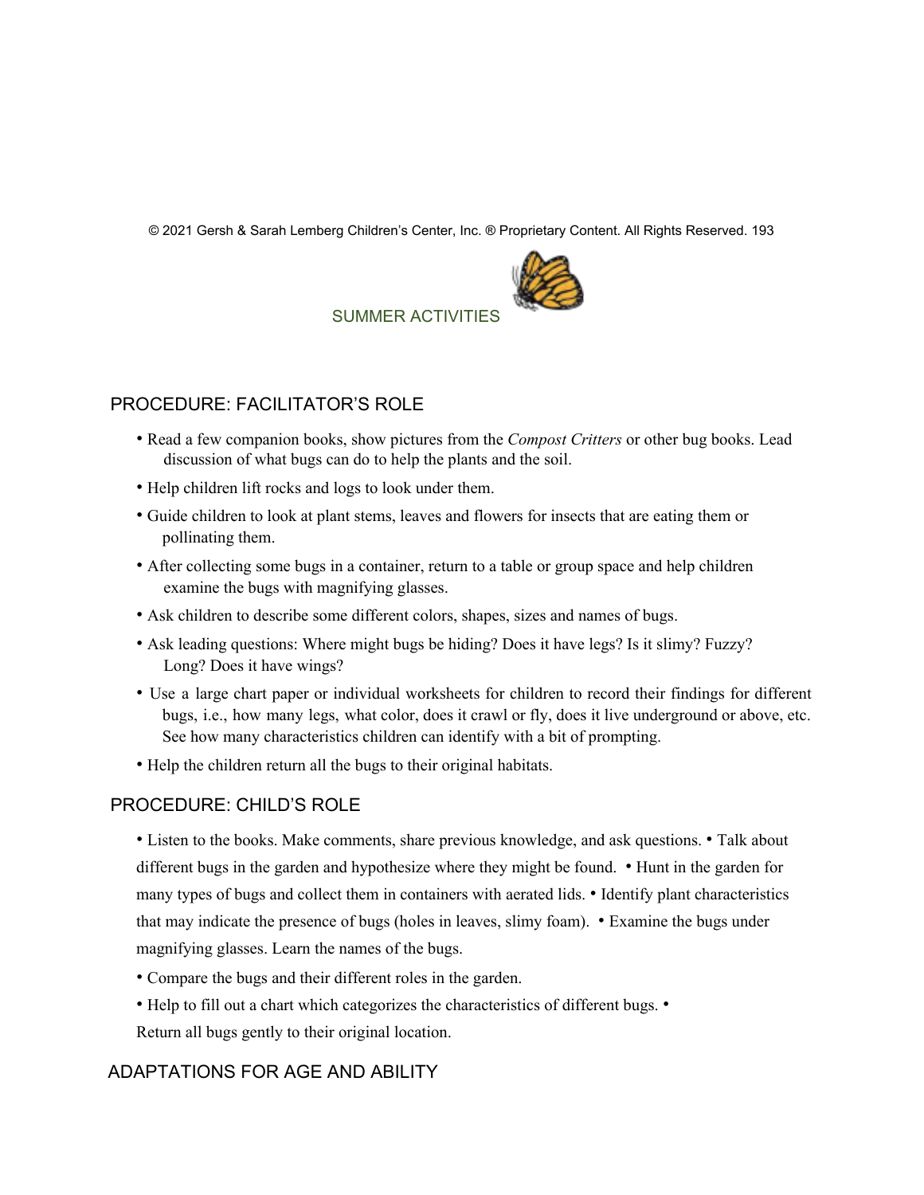SUMMER ACTIVITIES

## PROCEDURE: FACILITATOR'S ROLE

- Read a few companion books, show pictures from the *Compost Critters* or other bug books. Lead discussion of what bugs can do to help the plants and the soil.
- Help children lift rocks and logs to look under them.
- Guide children to look at plant stems, leaves and flowers for insects that are eating them or pollinating them.
- After collecting some bugs in a container, return to a table or group space and help children examine the bugs with magnifying glasses.
- Ask children to describe some different colors, shapes, sizes and names of bugs.
- Ask leading questions: Where might bugs be hiding? Does it have legs? Is it slimy? Fuzzy? Long? Does it have wings?
- Use a large chart paper or individual worksheets for children to record their findings for different bugs, i.e., how many legs, what color, does it crawl or fly, does it live underground or above, etc. See how many characteristics children can identify with a bit of prompting.
- Help the children return all the bugs to their original habitats.

## PROCEDURE: CHILD'S ROLE

- Listen to the books. Make comments, share previous knowledge, and ask questions.
- Talk about different bugs in the garden and hypothesize where they might be found.
- Hunt in the garden for many types of bugs and collect them in containers with aerated lids.
- Identify plant characteristics that may indicate the presence of bugs (holes in leaves, slimy foam).
- Examine the bugs under magnifying glasses. Learn the names of the bugs.
- Compare the bugs and their different roles in the garden.
- Help to fill out a chart which categorizes the characteristics of different bugs.
- Return all bugs gently to their original location.

## ADAPTATIONS FOR AGE AND ABILITY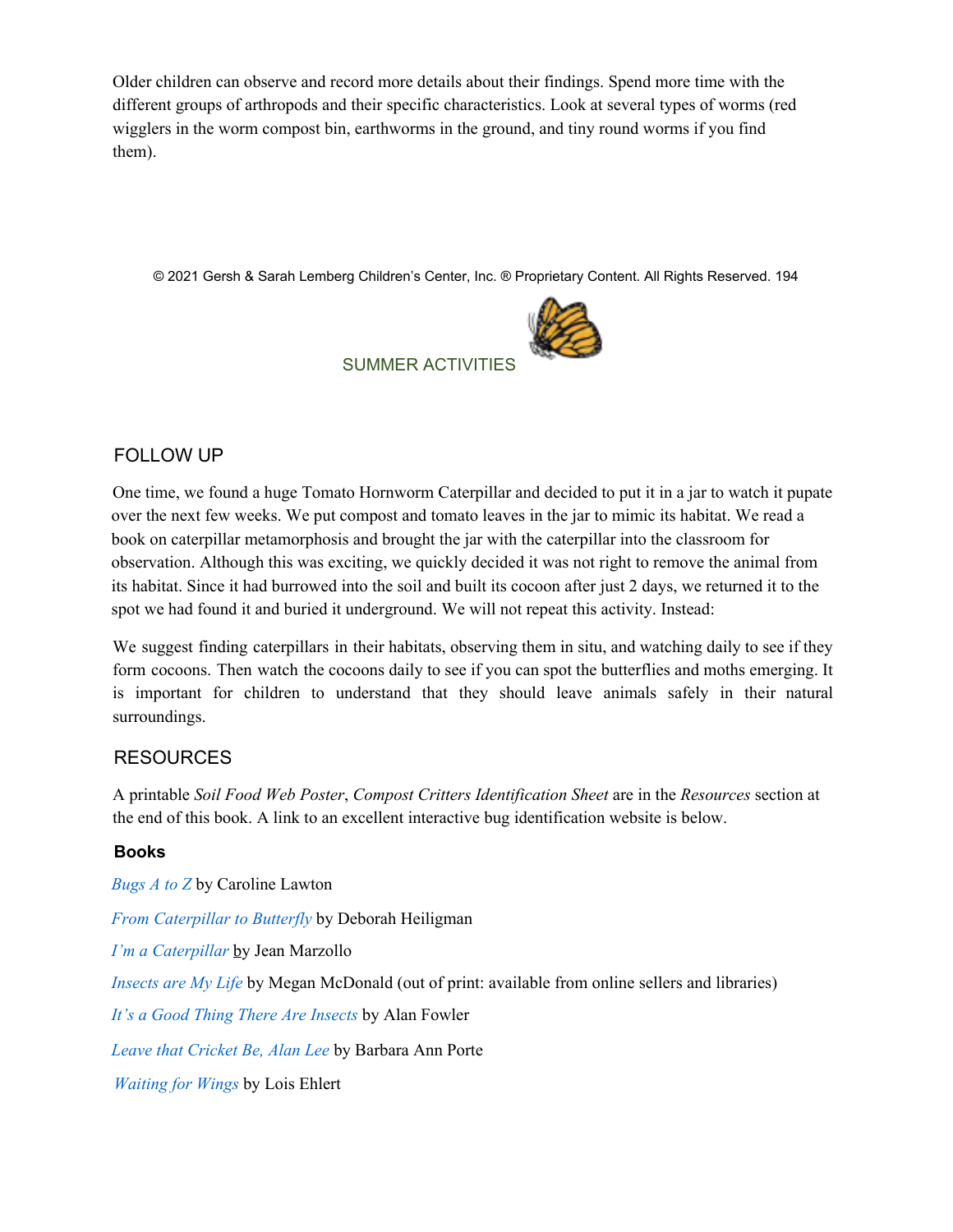Older children can observe and record more details about their findings. Spend more time with the different groups of arthropods and their specific characteristics. Look at several types of worms (red wigglers in the worm compost bin, earthworms in the ground, and tiny round worms if you find them).

SUMMER ACTIVITIES

## FOLLOW UP

One time, we found a huge Tomato Hornworm Caterpillar and decided to put it in a jar to watch it pupate over the next few weeks. We put compost and tomato leaves in the jar to mimic its habitat. We read a book on caterpillar metamorphosis and brought the jar with the caterpillar into the classroom for observation. Although this was exciting, we quickly decided it was not right to remove the animal from its habitat. Since it had burrowed into the soil and built its cocoon after just 2 days, we returned it to the spot we had found it and buried it underground. We will not repeat this activity. Instead:

We suggest finding caterpillars in their habitats, observing them in situ, and watching daily to see if they form cocoons. Then watch the cocoons daily to see if you can spot the butterflies and moths emerging. It is important for children to understand that they should leave animals safely in their natural surroundings.

## RESOURCES

A printable *Soil Food Web Poster*, *Compost Critters Identification Sheet* are in the *Resources* section at the end of this book. A link to an excellent interactive bug identification website is below.

### Books

*Bugs A to Z* by Caroline Lawton

*From Caterpillar to Butterfly* by Deborah Heiligman

*I'm a Caterpillar* by Jean Marzollo

*Insects are My Life* by Megan McDonald (out of print: available from online sellers and libraries)

*It's a Good Thing There Are Insects* by Alan Fowler

*Leave that Cricket Be, Alan Lee* by Barbara Ann Porte

*Waiting for Wings* by Lois Ehlert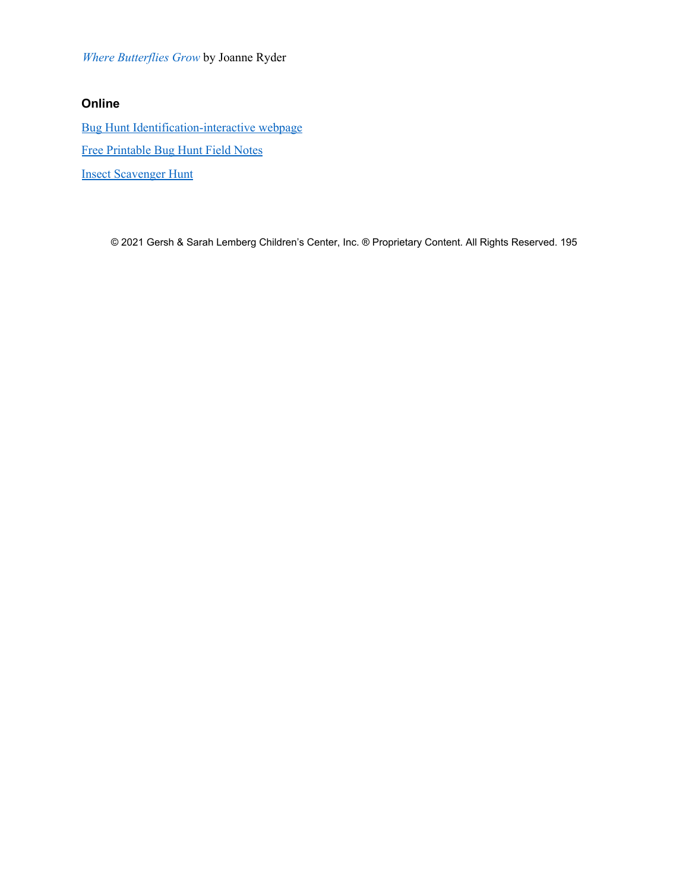*Where Butterflies Grow* by Joanne Ryder

**Online**

Bug Hunt Identification-interactive webpage

Free Printable Bug Hunt Field Notes

Insect Scavenger Hunt

© 2021 Gersh & Sarah Lemberg Children's Center, Inc. ® Proprietary Content. All Rights Reserved.